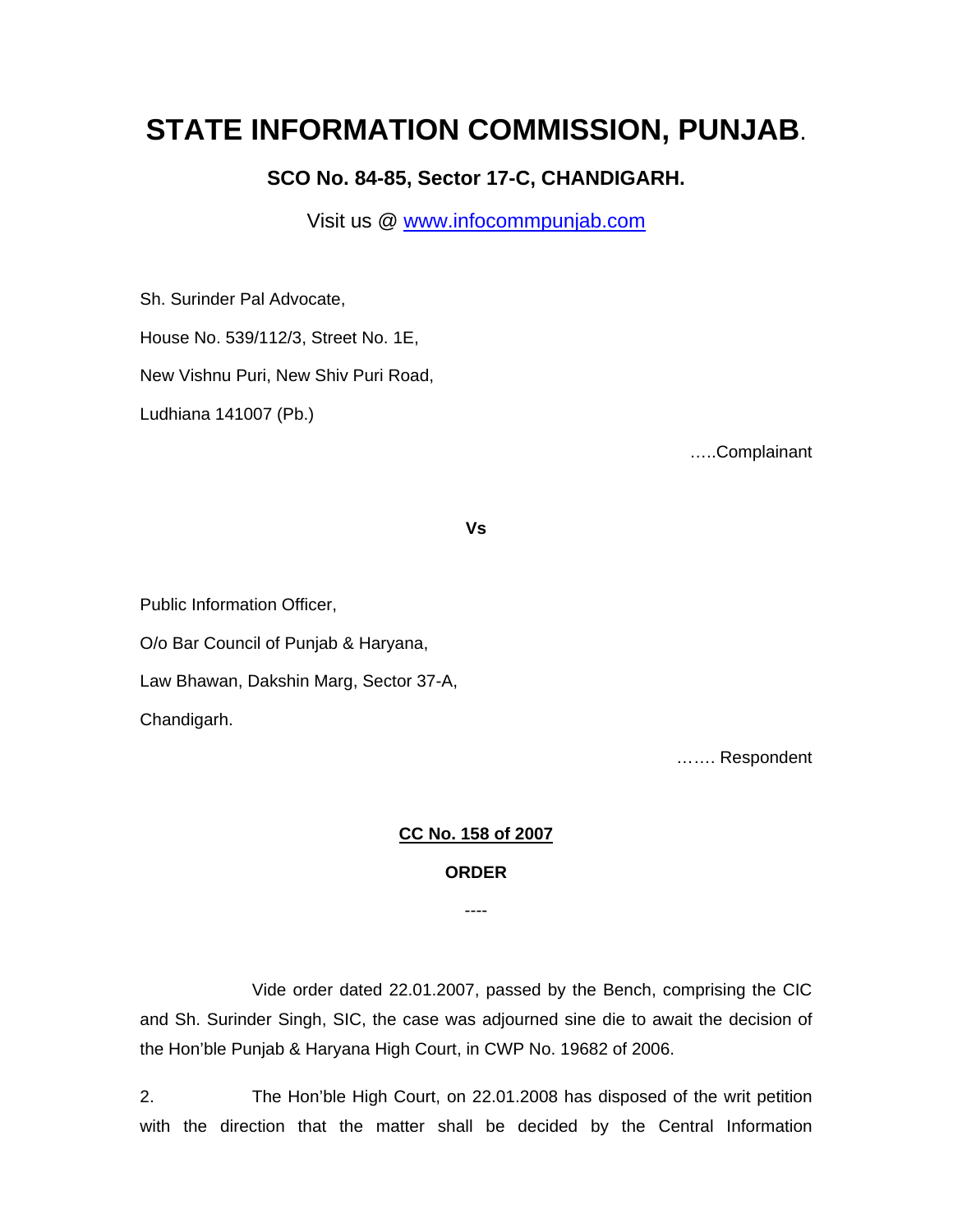# STATE INFORMATION COMMISSION, PUNJAB.

**SCO No. 84-85, Sector 17-C, CHANDIGARH.**

Visit us @ [www.infocommpunjab.com](http://www.infocommpunjab.com)

Sh. Surinder Pal Advocate,

House No. 539/112/3, Street No. 1E,

New Vishnu Puri, New Shiv Puri Road,

Ludhiana 141007 (Pb.)

…..Complainant

**Vs**

Public Information Officer,

O/o Bar Council of Punjab & Haryana,

Law Bhawan, Dakshin Marg, Sector 37-A,

Chandigarh.

……. Respondent

**<u>CC No. 158 of 2007</u>**

**ORDER**

----

Vide order dated 22.01.2007, passed by the Bench, comprising the CIC and Sh. Surinder Singh, SIC, the case was adjourned sine die to await the decision of the Hon'ble Punjab & Haryana High Court, in CWP No. 19682 of 2006.

2. The Hon'ble High Court, on 22.01.2008 has disposed of the writ petition with the direction that the matter shall be decided by the Central Information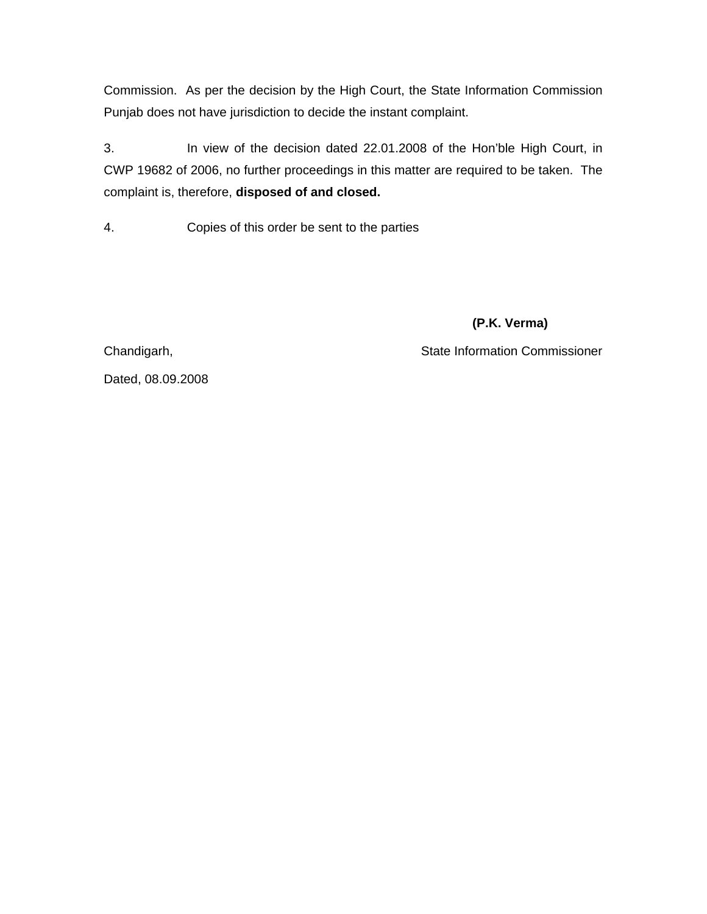Commission. As per the decision by the High Court, the State Information Commission Punjab does not have jurisdiction to decide the instant complaint.

3. In view of the decision dated 22.01.2008 of the Hon'ble High Court, in CWP 19682 of 2006, no further proceedings in this matter are required to be taken. The complaint is, therefore, **disposed of and closed.**

4. Copies of this order be sent to the parties

**(P.K. Verma)**

Chandigarh, State Information Commissioner

Dated, 08.09.2008